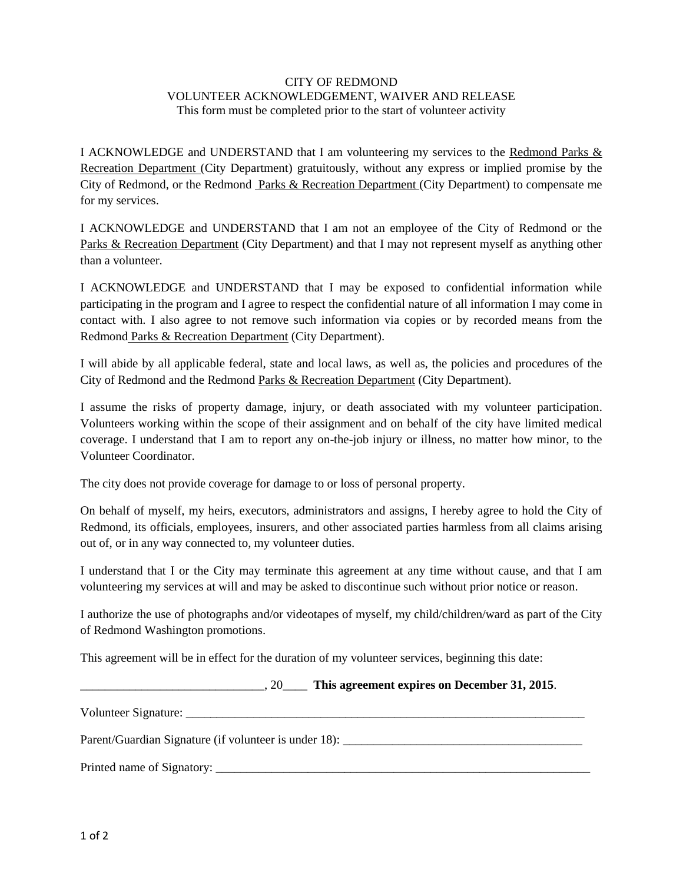# CITY OF REDMOND
## VOLUNTEER ACKNOWLEDGEMENT, WAIVER AND RELEASE
This form must be completed prior to the start of volunteer activity

I ACKNOWLEDGE and UNDERSTAND that I am volunteering my services to the Redmond Parks & Recreation Department (City Department) gratuitously, without any express or implied promise by the City of Redmond, or the Redmond Parks & Recreation Department (City Department) to compensate me for my services.

I ACKNOWLEDGE and UNDERSTAND that I am not an employee of the City of Redmond or the Parks & Recreation Department (City Department) and that I may not represent myself as anything other than a volunteer.

I ACKNOWLEDGE and UNDERSTAND that I may be exposed to confidential information while participating in the program and I agree to respect the confidential nature of all information I may come in contact with. I also agree to not remove such information via copies or by recorded means from the Redmond Parks & Recreation Department (City Department).

I will abide by all applicable federal, state and local laws, as well as, the policies and procedures of the City of Redmond and the Redmond Parks & Recreation Department (City Department).

I assume the risks of property damage, injury, or death associated with my volunteer participation. Volunteers working within the scope of their assignment and on behalf of the city have limited medical coverage. I understand that I am to report any on-the-job injury or illness, no matter how minor, to the Volunteer Coordinator.

The city does not provide coverage for damage to or loss of personal property.

On behalf of myself, my heirs, executors, administrators and assigns, I hereby agree to hold the City of Redmond, its officials, employees, insurers, and other associated parties harmless from all claims arising out of, or in any way connected to, my volunteer duties.

I understand that I or the City may terminate this agreement at any time without cause, and that I am volunteering my services at will and may be asked to discontinue such without prior notice or reason.

I authorize the use of photographs and/or videotapes of myself, my child/children/ward as part of the City of Redmond Washington promotions.

This agreement will be in effect for the duration of my volunteer services, beginning this date:

______________________________, 20____ **This agreement expires on December 31, 2015**.

Volunteer Signature: ______________________________________________________________________

Parent/Guardian Signature (if volunteer is under 18): ________________________________________

Printed name of Signatory: _________________________________________________________________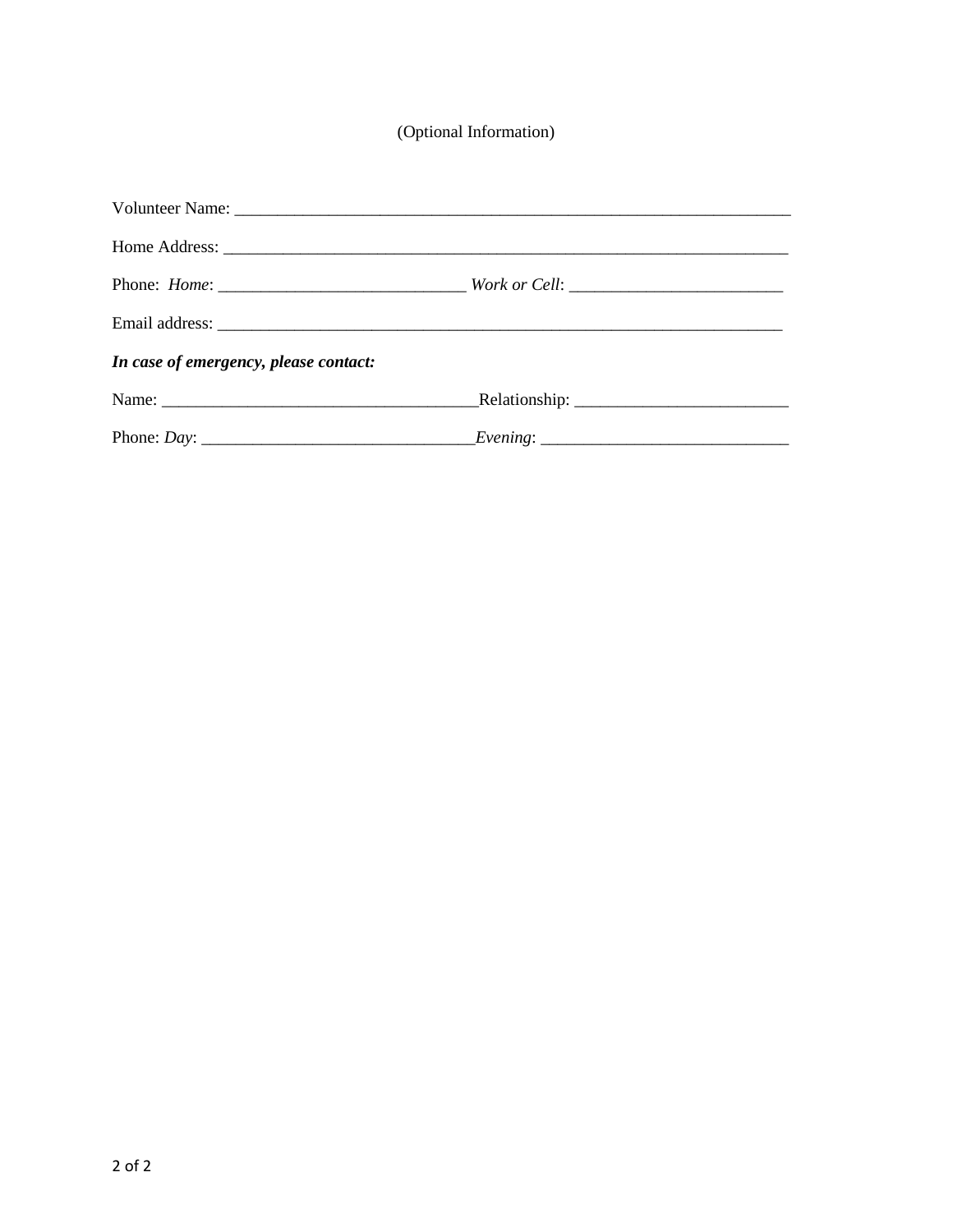(Optional Information)

Volunteer Name: ___________________________________________________________________

Home Address: ____________________________________________________________________

Phone: *Home*: ____________________________ *Work or Cell*: _________________________

Email address: ____________________________________________________________________

***In case of emergency, please contact:***

Name: ____________________________________Relationship: _________________________

Phone: *Day*: _______________________________*Evening*: ____________________________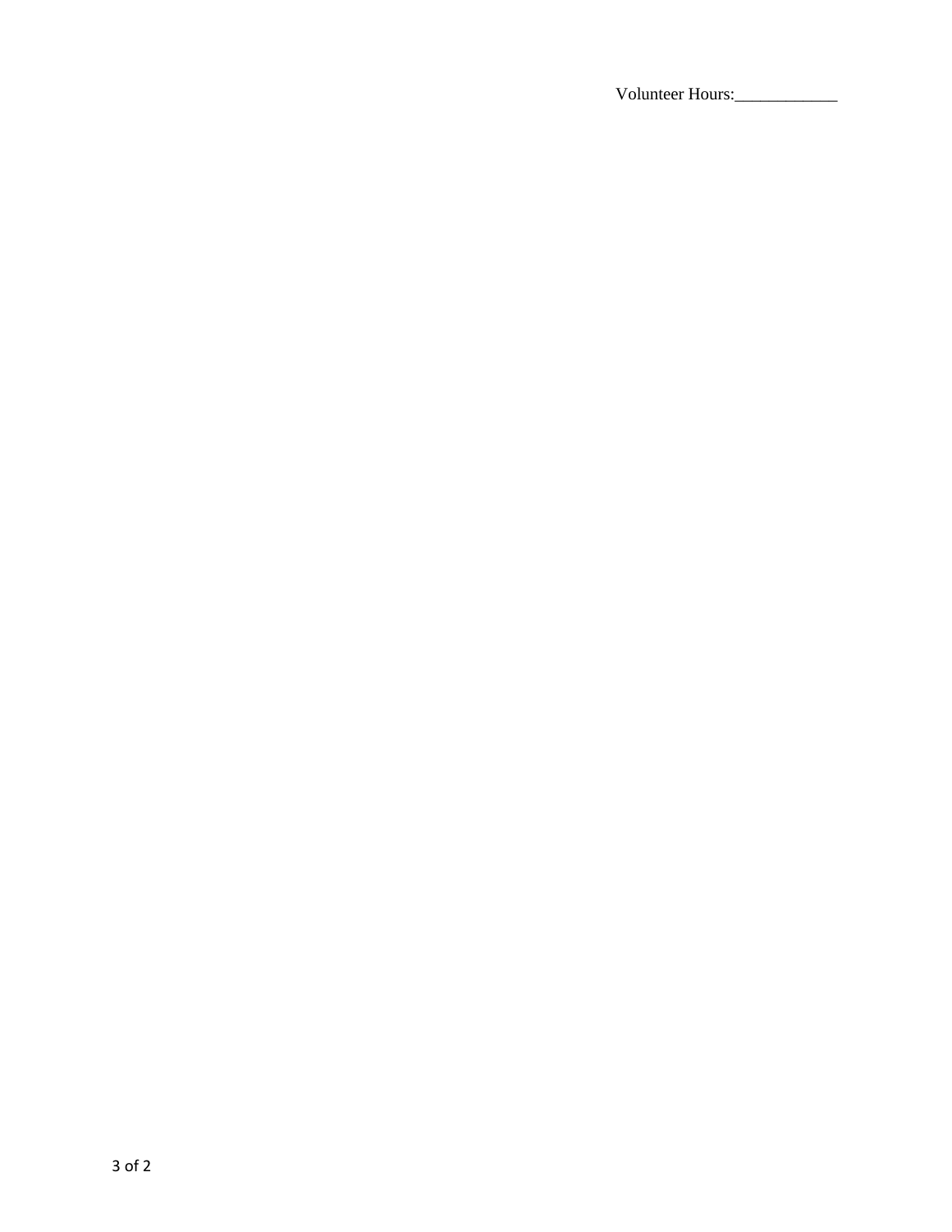Volunteer Hours:____________